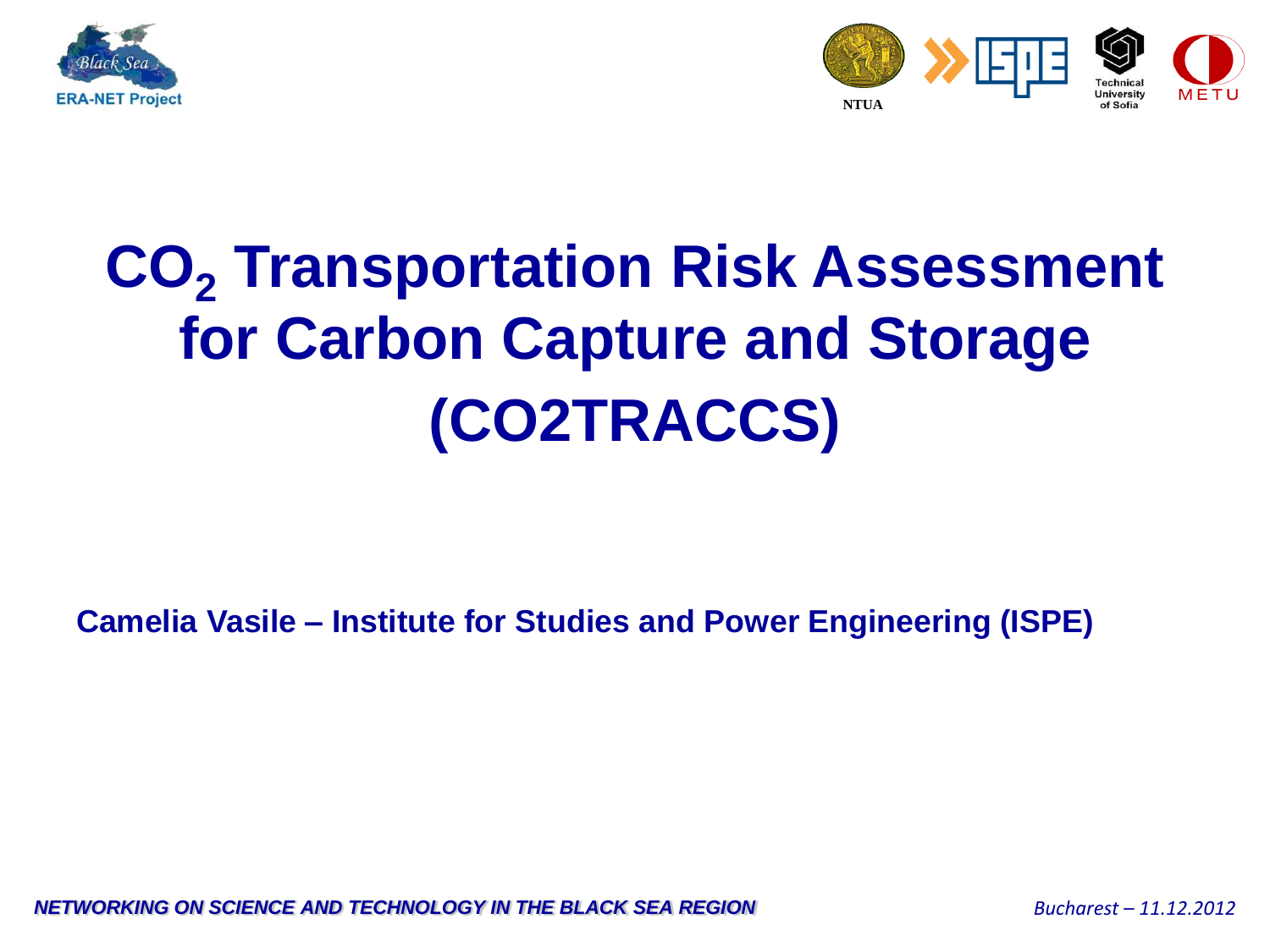# $CO_2$ Transportation Risk Assessment for Carbon Capture and Storage (CO2TRACCS)

**Camelia Vasile – Institute for Studies and Power Engineering (ISPE)**

***NETWORKING ON SCIENCE AND TECHNOLOGY IN THE BLACK SEA REGION***

*Bucharest – 11.12.2012*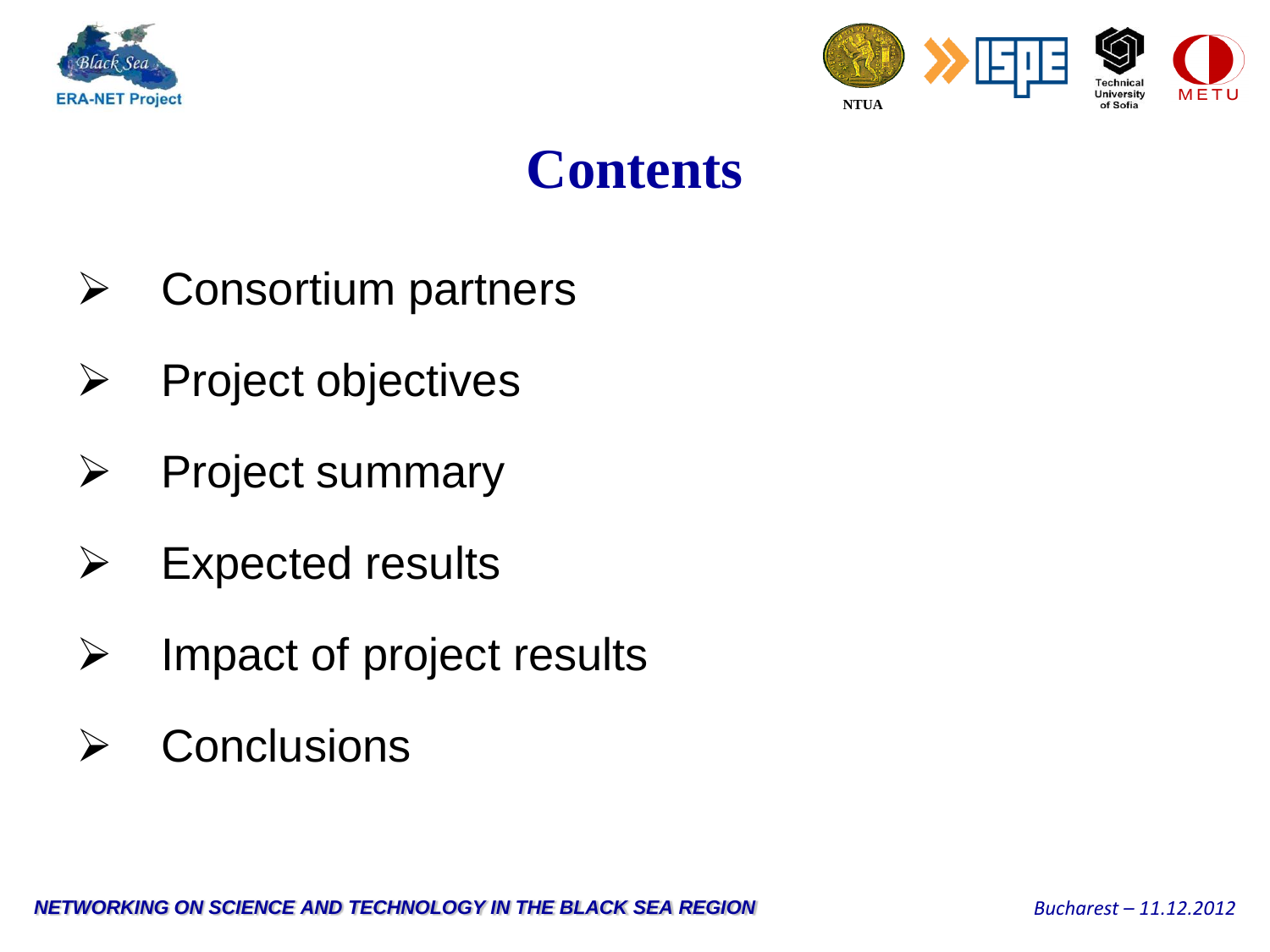# Contents

- Consortium partners
- Project objectives
- Project summary
- Expected results
- Impact of project results
- Conclusions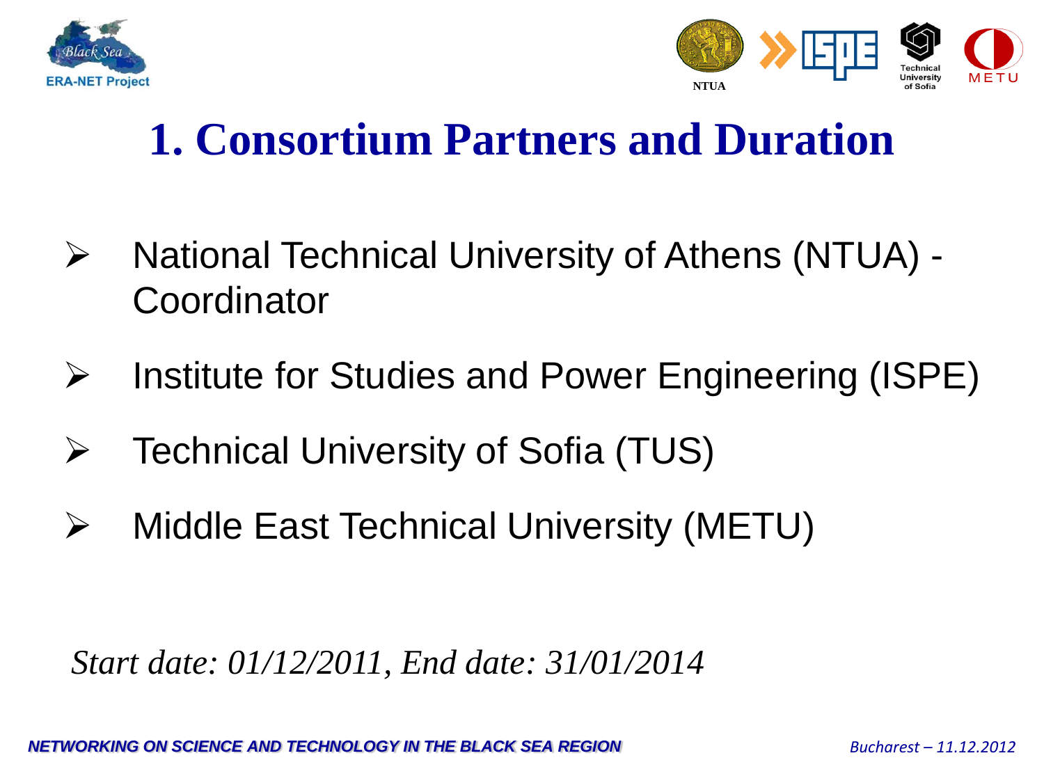# 1. Consortium Partners and Duration

- National Technical University of Athens (NTUA) - Coordinator
- Institute for Studies and Power Engineering (ISPE)
- Technical University of Sofia (TUS)
- Middle East Technical University (METU)

*Start date: 01/12/2011, End date: 31/01/2014*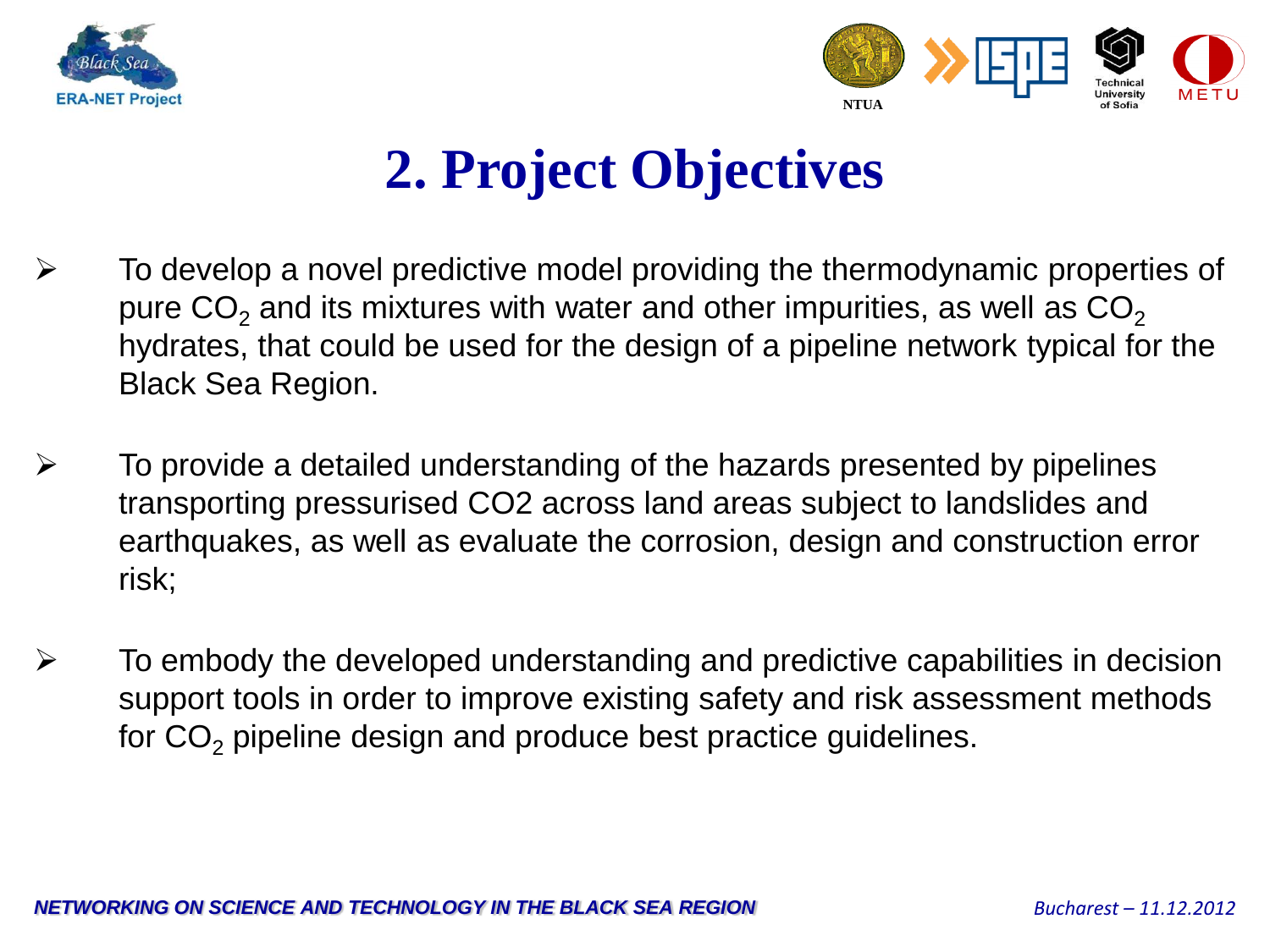# 2. Project Objectives

- To develop a novel predictive model providing the thermodynamic properties of pure $CO_2$ and its mixtures with water and other impurities, as well as $CO_2$ hydrates, that could be used for the design of a pipeline network typical for the Black Sea Region.

- To provide a detailed understanding of the hazards presented by pipelines transporting pressurised CO2 across land areas subject to landslides and earthquakes, as well as evaluate the corrosion, design and construction error risk;

- To embody the developed understanding and predictive capabilities in decision support tools in order to improve existing safety and risk assessment methods for $CO_2$ pipeline design and produce best practice guidelines.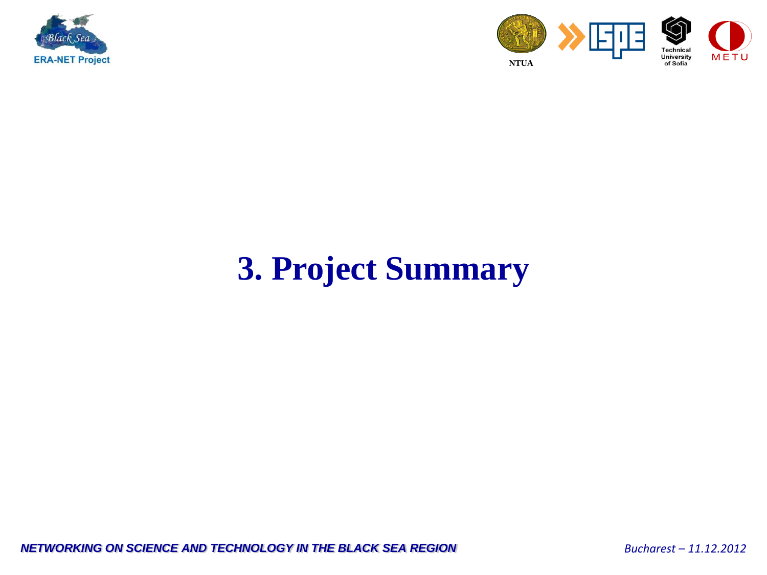# 3. Project Summary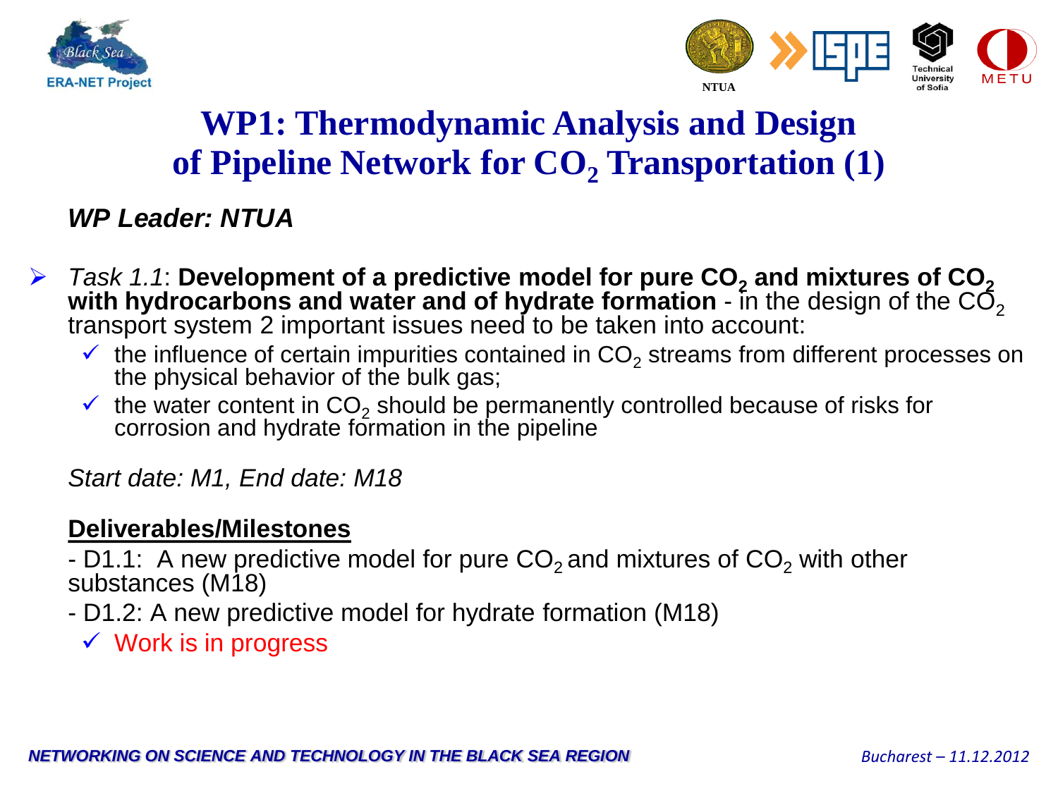# WP1: Thermodynamic Analysis and Design of Pipeline Network for $CO_2$ Transportation (1)

***WP Leader: NTUA***

- *Task 1.1*: **Development of a predictive model for pure $CO_2$ and mixtures of $CO_2$ with hydrocarbons and water and of hydrate formation** - in the design of the $CO_2$ transport system 2 important issues need to be taken into account:
  - ✓ the influence of certain impurities contained in $CO_2$ streams from different processes on the physical behavior of the bulk gas;
  - ✓ the water content in $CO_2$ should be permanently controlled because of risks for corrosion and hydrate formation in the pipeline

*Start date: M1, End date: M18*

**Deliverables/Milestones**

- D1.1: A new predictive model for pure $CO_2$ and mixtures of $CO_2$ with other substances (M18)

- D1.2: A new predictive model for hydrate formation (M18)

  - ✓ Work is in progress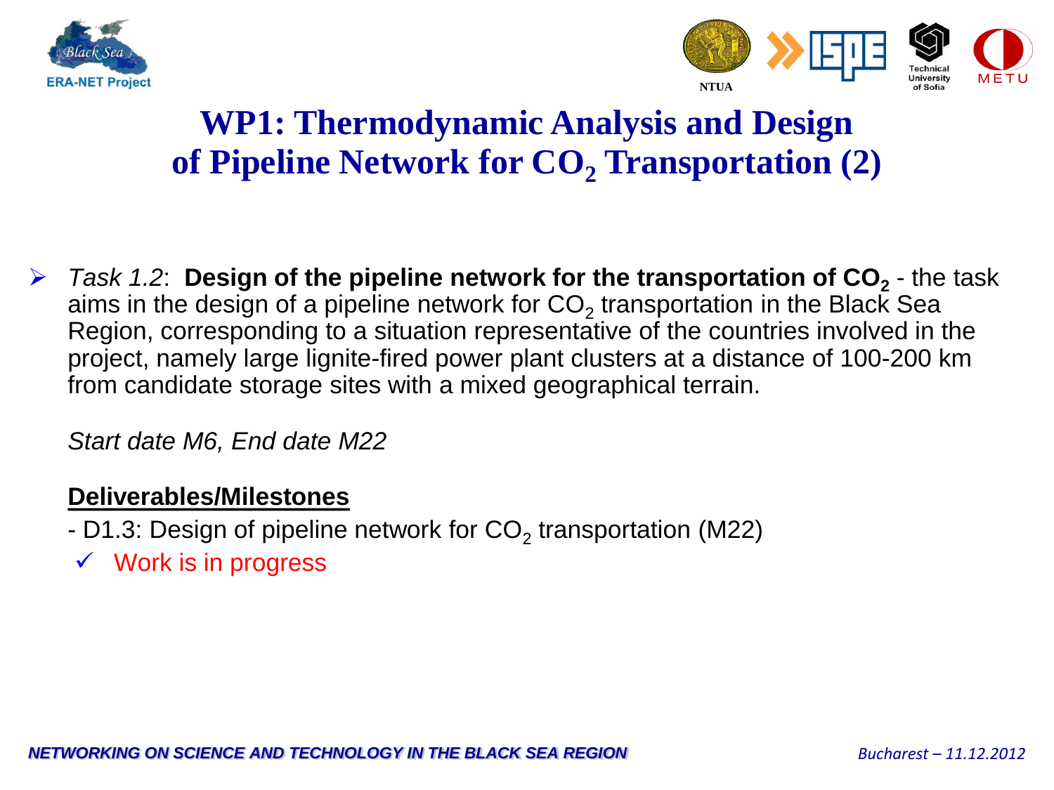# WP1: Thermodynamic Analysis and Design of Pipeline Network for $CO_2$ Transportation (2)

- *Task 1.2*: **Design of the pipeline network for the transportation of $CO_2$** - the task aims in the design of a pipeline network for $CO_2$ transportation in the Black Sea Region, corresponding to a situation representative of the countries involved in the project, namely large lignite-fired power plant clusters at a distance of 100-200 km from candidate storage sites with a mixed geographical terrain.

  *Start date M6, End date M22*

  **Deliverables/Milestones**

  - D1.3: Design of pipeline network for $CO_2$ transportation (M22)

  ✓ Work is in progress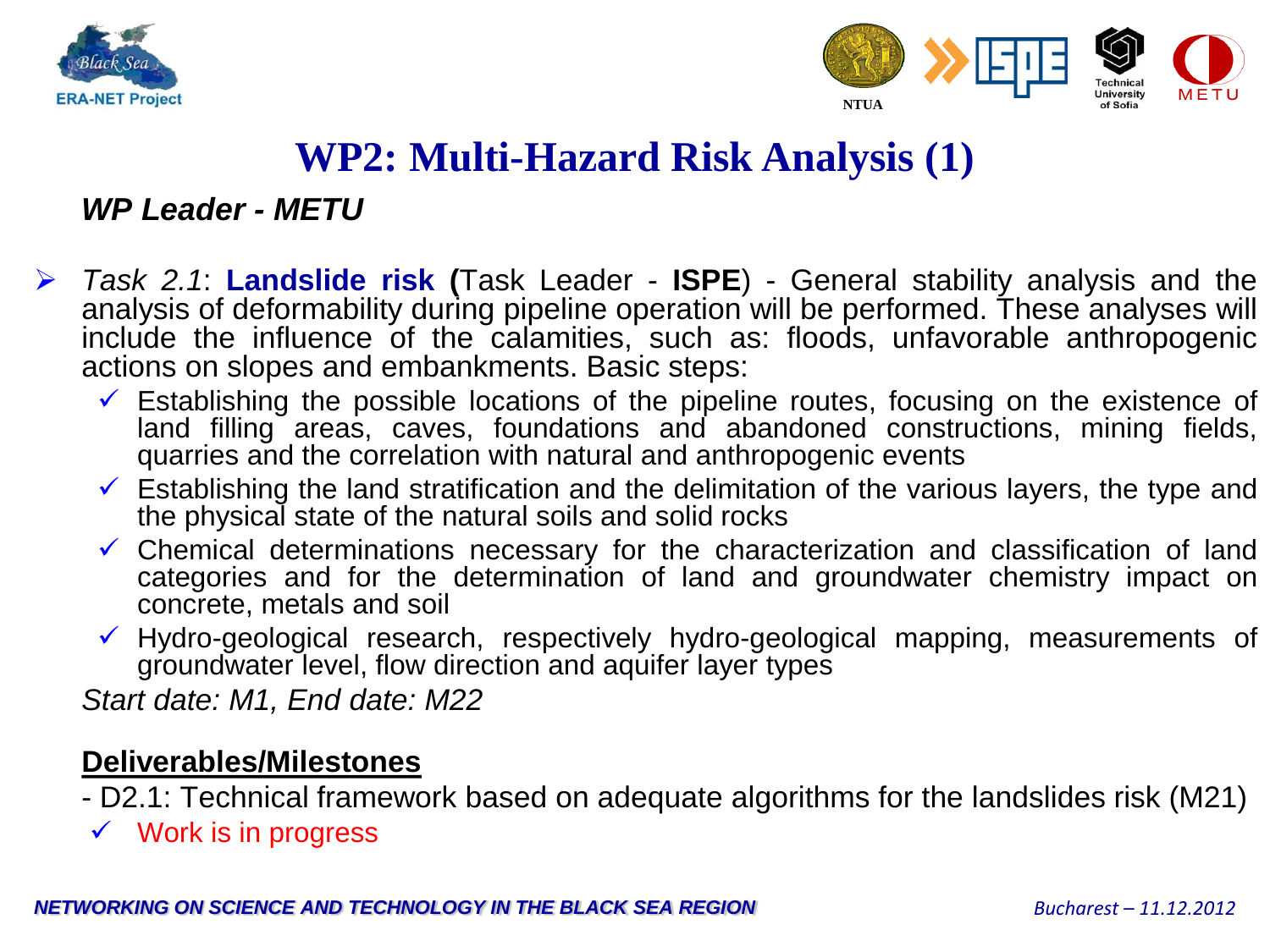# WP2: Multi-Hazard Risk Analysis (1)

***WP Leader - METU***

- *Task 2.1*: **Landslide risk (**Task Leader - **ISPE**) - General stability analysis and the analysis of deformability during pipeline operation will be performed. These analyses will include the influence of the calamities, such as: floods, unfavorable anthropogenic actions on slopes and embankments. Basic steps:
  - ✓ Establishing the possible locations of the pipeline routes, focusing on the existence of land filling areas, caves, foundations and abandoned constructions, mining fields, quarries and the correlation with natural and anthropogenic events
  - ✓ Establishing the land stratification and the delimitation of the various layers, the type and the physical state of the natural soils and solid rocks
  - ✓ Chemical determinations necessary for the characterization and classification of land categories and for the determination of land and groundwater chemistry impact on concrete, metals and soil
  - ✓ Hydro-geological research, respectively hydro-geological mapping, measurements of groundwater level, flow direction and aquifer layer types

  *Start date: M1, End date: M22*

  **<u>Deliverables/Milestones</u>**

  - D2.1: Technical framework based on adequate algorithms for the landslides risk (M21)

  ✓ Work is in progress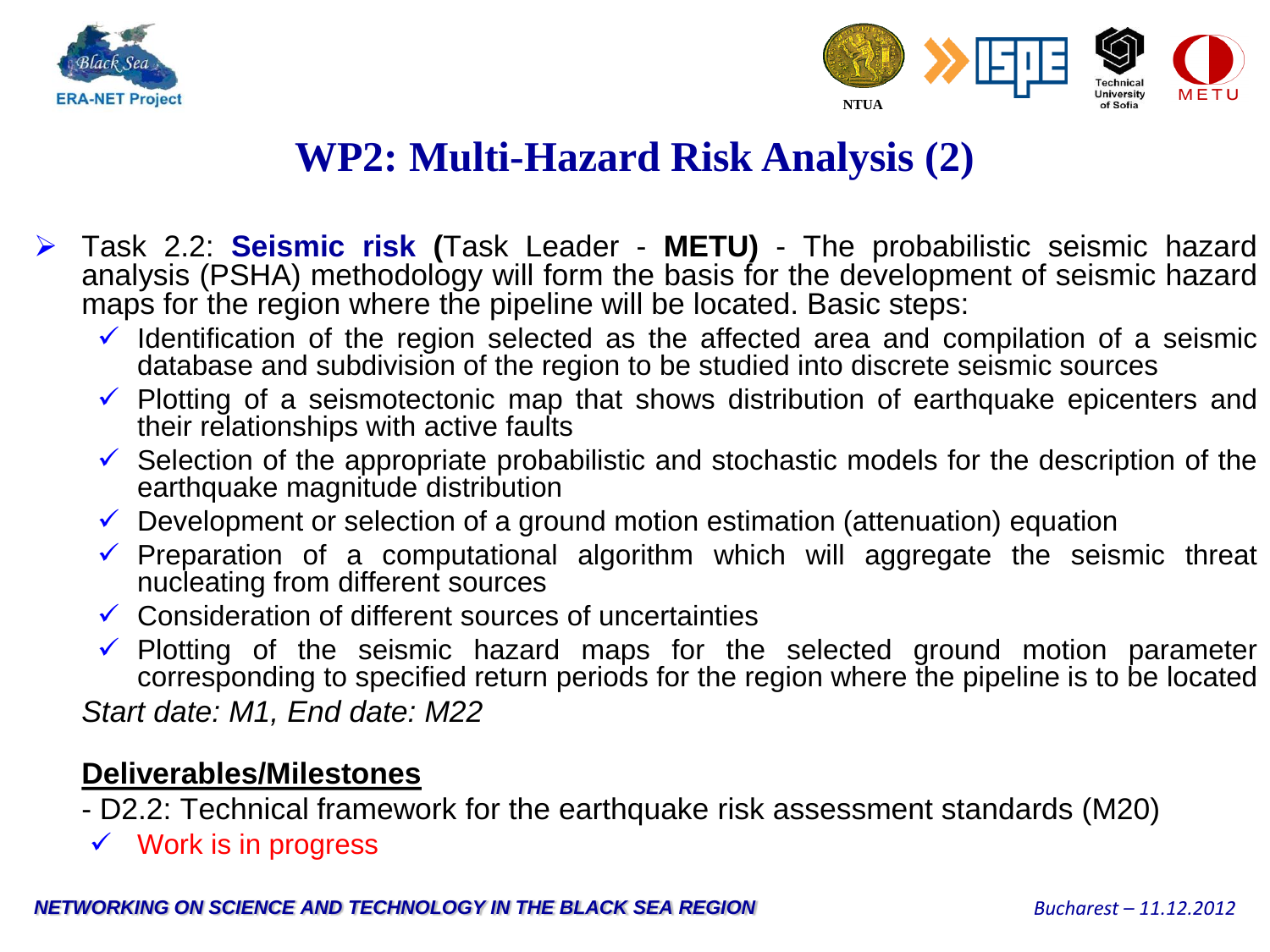# WP2: Multi-Hazard Risk Analysis (2)

- Task 2.2: **Seismic risk** (Task Leader - **METU**) - The probabilistic seismic hazard analysis (PSHA) methodology will form the basis for the development of seismic hazard maps for the region where the pipeline will be located. Basic steps:
  - ✓ Identification of the region selected as the affected area and compilation of a seismic database and subdivision of the region to be studied into discrete seismic sources
  - ✓ Plotting of a seismotectonic map that shows distribution of earthquake epicenters and their relationships with active faults
  - ✓ Selection of the appropriate probabilistic and stochastic models for the description of the earthquake magnitude distribution
  - ✓ Development or selection of a ground motion estimation (attenuation) equation
  - ✓ Preparation of a computational algorithm which will aggregate the seismic threat nucleating from different sources
  - ✓ Consideration of different sources of uncertainties
  - ✓ Plotting of the seismic hazard maps for the selected ground motion parameter corresponding to specified return periods for the region where the pipeline is to be located

  *Start date: M1, End date: M22*

  **<u>Deliverables/Milestones</u>**

  - D2.2: Technical framework for the earthquake risk assessment standards (M20)
  - ✓ Work is in progress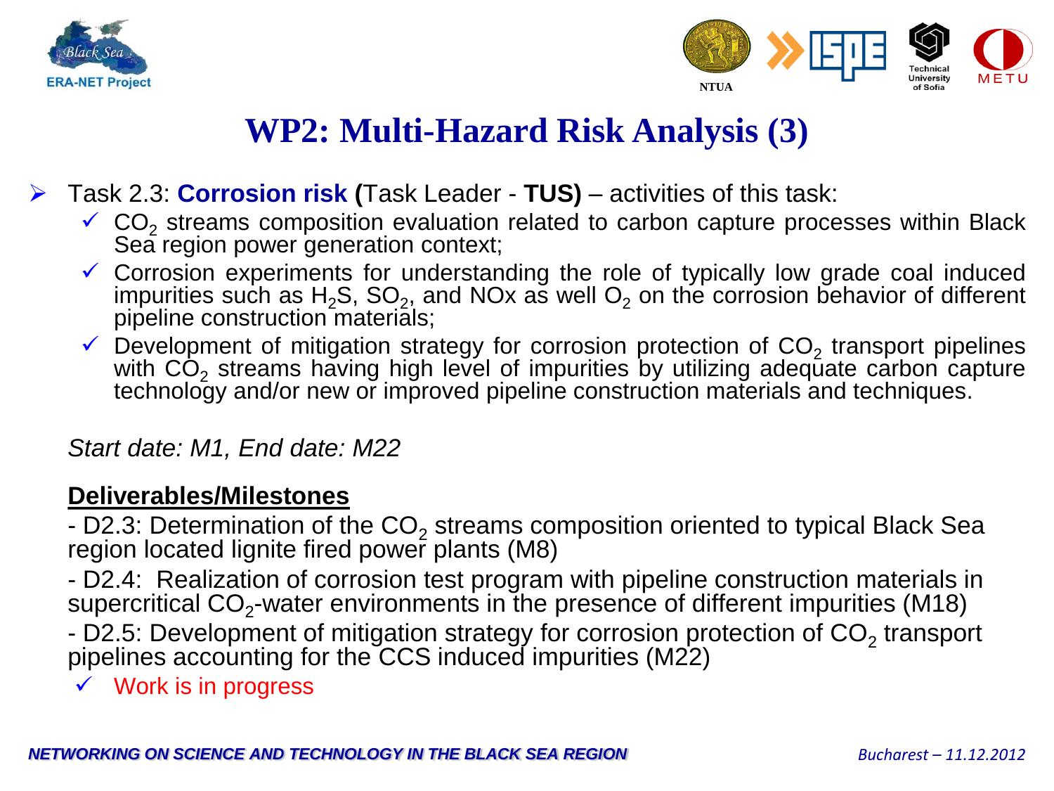# WP2: Multi-Hazard Risk Analysis (3)

- Task 2.3: **Corrosion risk (**Task Leader - **TUS)** – activities of this task:
  - $CO_2$ streams composition evaluation related to carbon capture processes within Black Sea region power generation context;
  - Corrosion experiments for understanding the role of typically low grade coal induced impurities such as $H_2S$, $SO_2$, and NOx as well $O_2$ on the corrosion behavior of different pipeline construction materials;
  - Development of mitigation strategy for corrosion protection of $CO_2$ transport pipelines with $CO_2$ streams having high level of impurities by utilizing adequate carbon capture technology and/or new or improved pipeline construction materials and techniques.

*Start date: M1, End date: M22*

**Deliverables/Milestones**

- D2.3: Determination of the $CO_2$ streams composition oriented to typical Black Sea region located lignite fired power plants (M8)

- D2.4: Realization of corrosion test program with pipeline construction materials in supercritical $CO_2$-water environments in the presence of different impurities (M18)

- D2.5: Development of mitigation strategy for corrosion protection of $CO_2$ transport pipelines accounting for the CCS induced impurities (M22)

- ✓ Work is in progress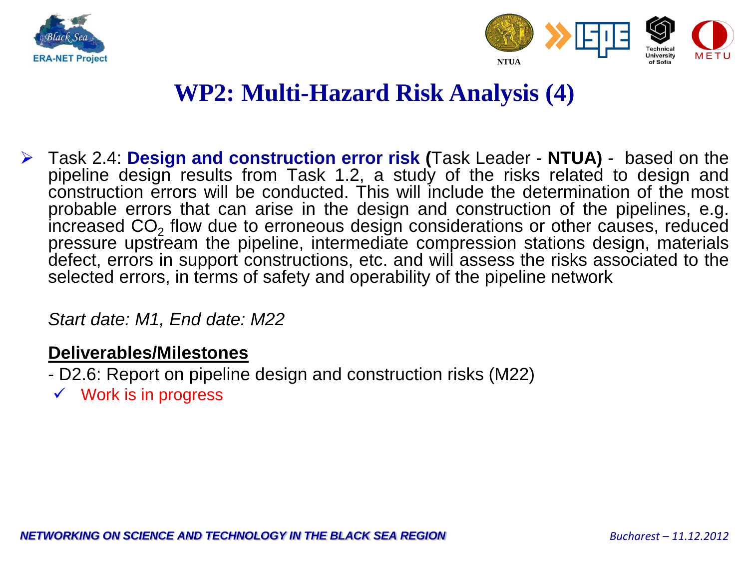# WP2: Multi-Hazard Risk Analysis (4)

- Task 2.4: **Design and construction error risk (**Task Leader - **NTUA)** - based on the pipeline design results from Task 1.2, a study of the risks related to design and construction errors will be conducted. This will include the determination of the most probable errors that can arise in the design and construction of the pipelines, e.g. increased $CO_2$ flow due to erroneous design considerations or other causes, reduced pressure upstream the pipeline, intermediate compression stations design, materials defect, errors in support constructions, etc. and will assess the risks associated to the selected errors, in terms of safety and operability of the pipeline network

  *Start date: M1, End date: M22*

  **Deliverables/Milestones**

  - D2.6: Report on pipeline design and construction risks (M22)
    - ✓ Work is in progress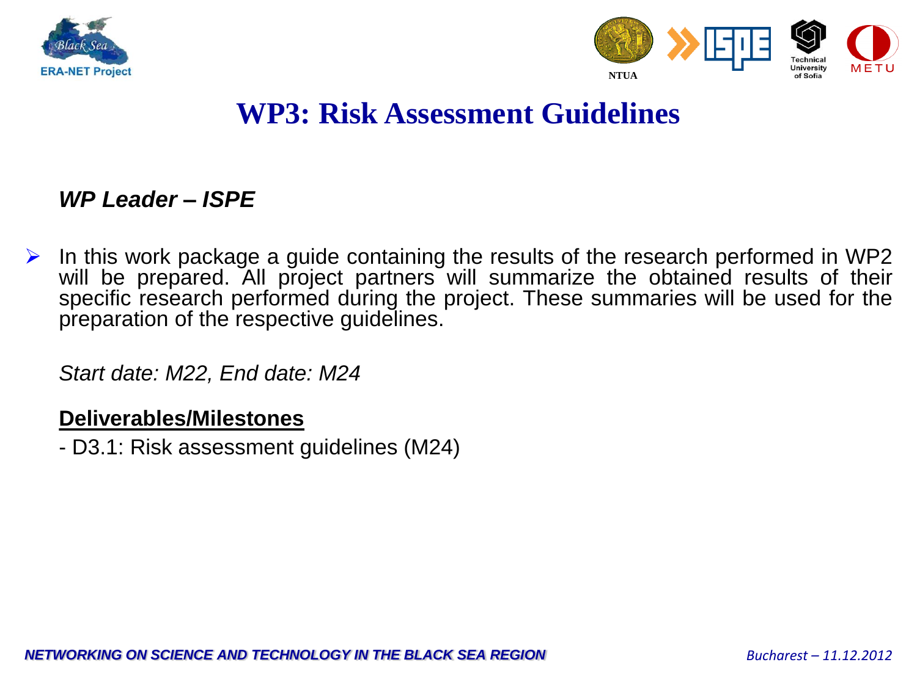# WP3: Risk Assessment Guidelines

***WP Leader – ISPE***

- In this work package a guide containing the results of the research performed in WP2 will be prepared. All project partners will summarize the obtained results of their specific research performed during the project. These summaries will be used for the preparation of the respective guidelines.

*Start date: M22, End date: M24*

**Deliverables/Milestones**

- D3.1: Risk assessment guidelines (M24)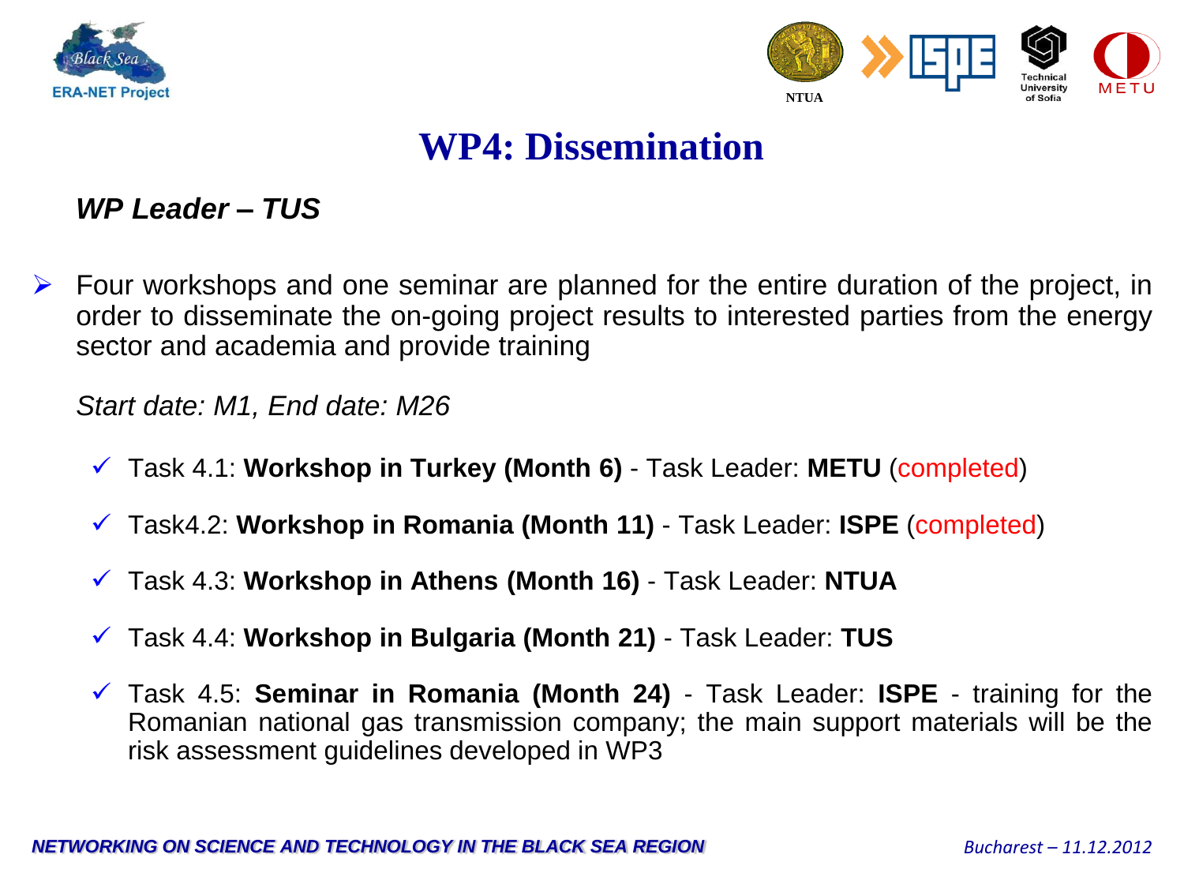# WP4: Dissemination

***WP Leader – TUS***

- Four workshops and one seminar are planned for the entire duration of the project, in order to disseminate the on-going project results to interested parties from the energy sector and academia and provide training

  *Start date: M1, End date: M26*

  - ✓ Task 4.1: **Workshop in Turkey (Month 6)** - Task Leader: **METU** (completed)
  - ✓ Task4.2: **Workshop in Romania (Month 11)** - Task Leader: **ISPE** (completed)
  - ✓ Task 4.3: **Workshop in Athens (Month 16)** - Task Leader: **NTUA**
  - ✓ Task 4.4: **Workshop in Bulgaria (Month 21)** - Task Leader: **TUS**
  - ✓ Task 4.5: **Seminar in Romania (Month 24)** - Task Leader: **ISPE** - training for the Romanian national gas transmission company; the main support materials will be the risk assessment guidelines developed in WP3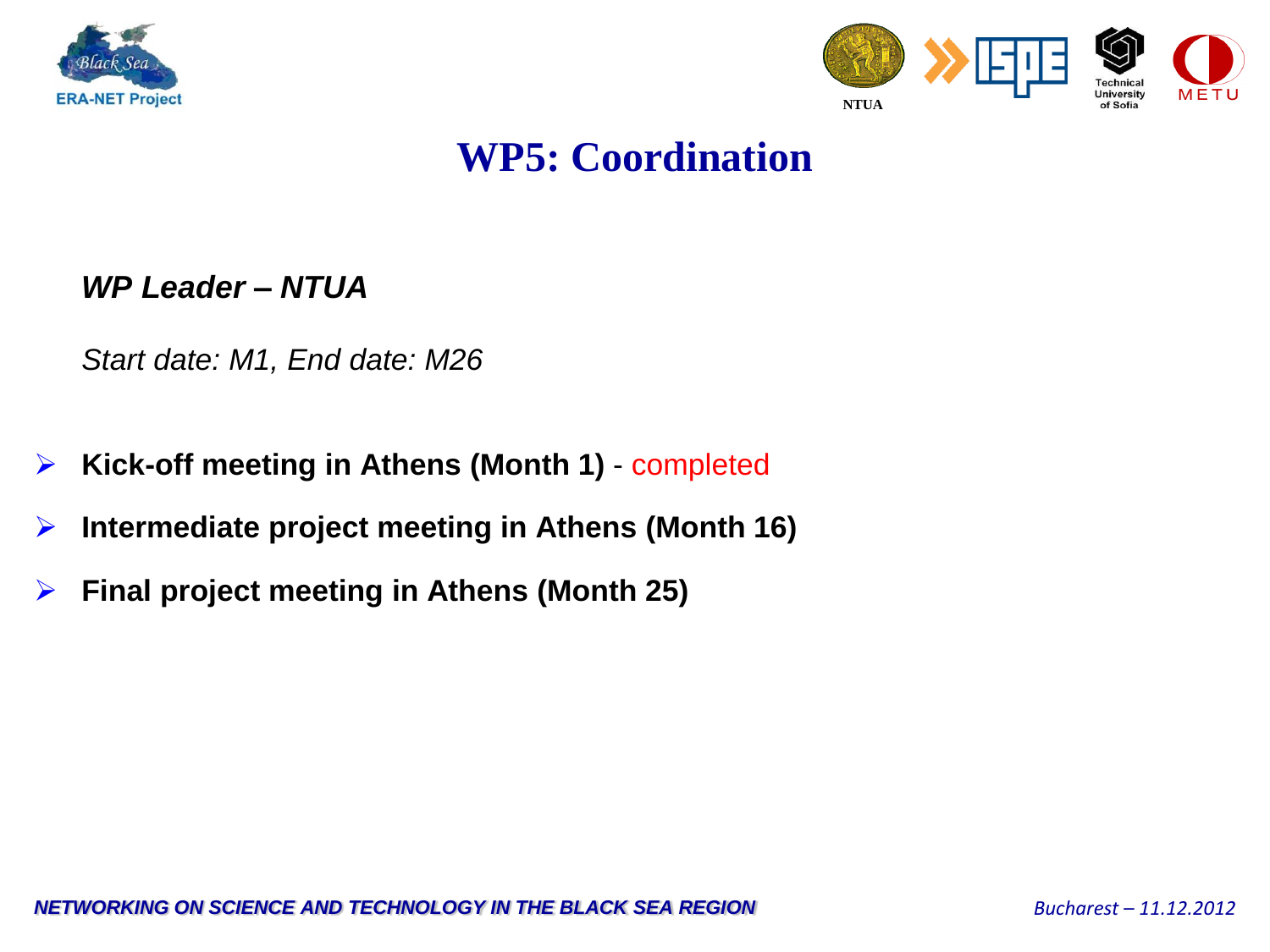# WP5: Coordination

***WP Leader – NTUA***

*Start date: M1, End date: M26*

- **Kick-off meeting in Athens (Month 1)** - completed
- **Intermediate project meeting in Athens (Month 16)**
- **Final project meeting in Athens (Month 25)**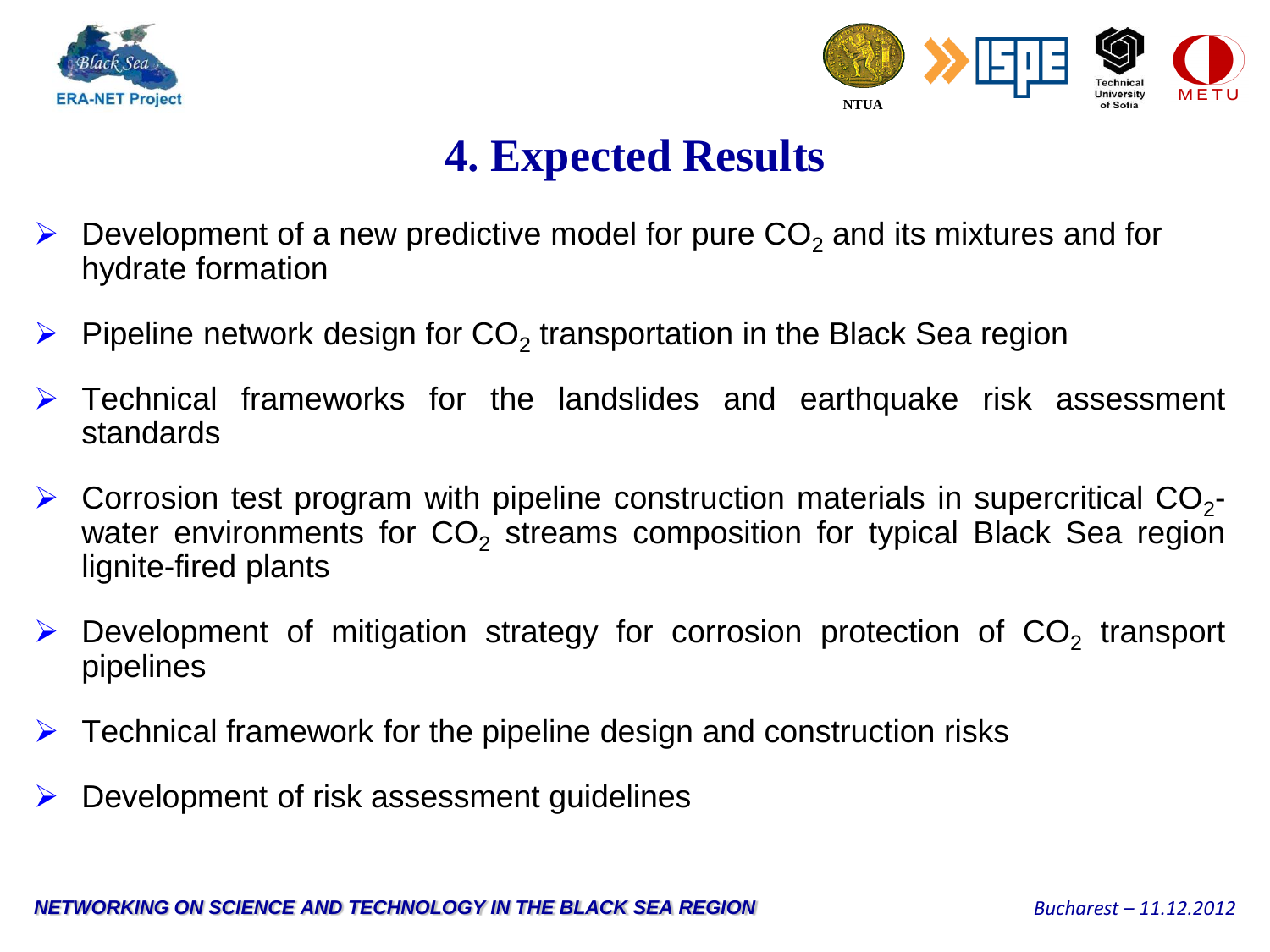# 4. Expected Results

- Development of a new predictive model for pure $CO_2$ and its mixtures and for hydrate formation
- Pipeline network design for $CO_2$ transportation in the Black Sea region
- Technical frameworks for the landslides and earthquake risk assessment standards
- Corrosion test program with pipeline construction materials in supercritical $CO_2$-water environments for $CO_2$ streams composition for typical Black Sea region lignite-fired plants
- Development of mitigation strategy for corrosion protection of $CO_2$ transport pipelines
- Technical framework for the pipeline design and construction risks
- Development of risk assessment guidelines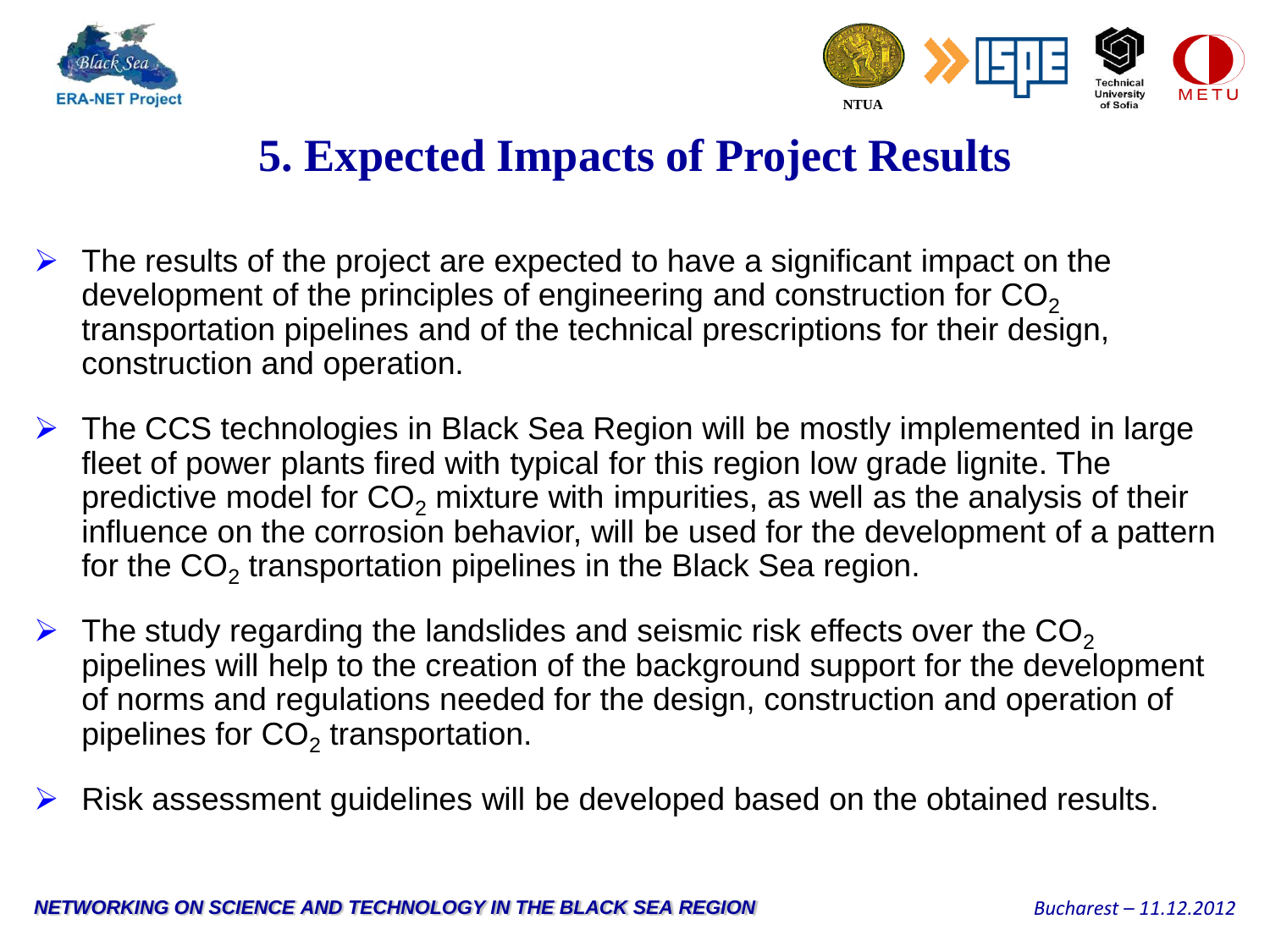# 5. Expected Impacts of Project Results

- The results of the project are expected to have a significant impact on the development of the principles of engineering and construction for $CO_2$ transportation pipelines and of the technical prescriptions for their design, construction and operation.
- The CCS technologies in Black Sea Region will be mostly implemented in large fleet of power plants fired with typical for this region low grade lignite. The predictive model for $CO_2$ mixture with impurities, as well as the analysis of their influence on the corrosion behavior, will be used for the development of a pattern for the $CO_2$ transportation pipelines in the Black Sea region.
- The study regarding the landslides and seismic risk effects over the $CO_2$ pipelines will help to the creation of the background support for the development of norms and regulations needed for the design, construction and operation of pipelines for $CO_2$ transportation.
- Risk assessment guidelines will be developed based on the obtained results.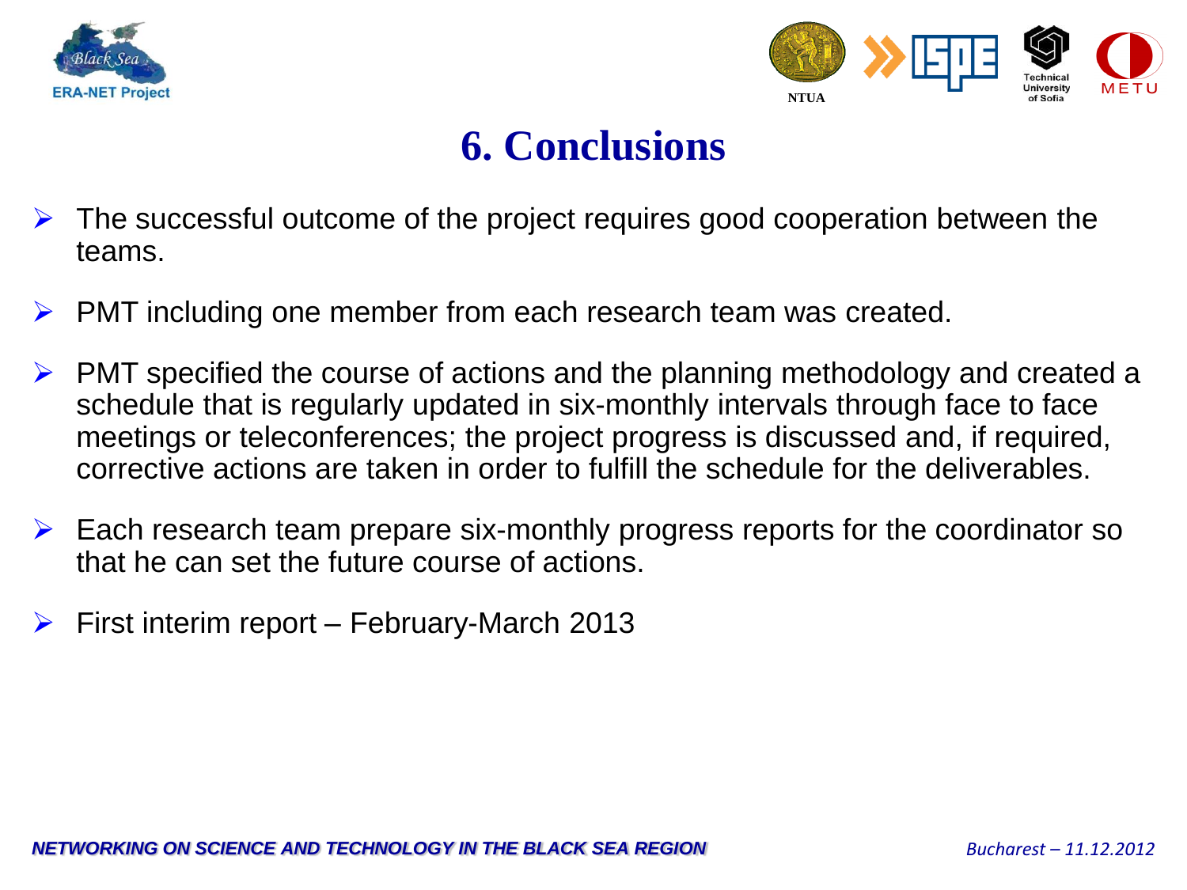# 6. Conclusions

- The successful outcome of the project requires good cooperation between the teams.
- PMT including one member from each research team was created.
- PMT specified the course of actions and the planning methodology and created a schedule that is regularly updated in six-monthly intervals through face to face meetings or teleconferences; the project progress is discussed and, if required, corrective actions are taken in order to fulfill the schedule for the deliverables.
- Each research team prepare six-monthly progress reports for the coordinator so that he can set the future course of actions.
- First interim report – February-March 2013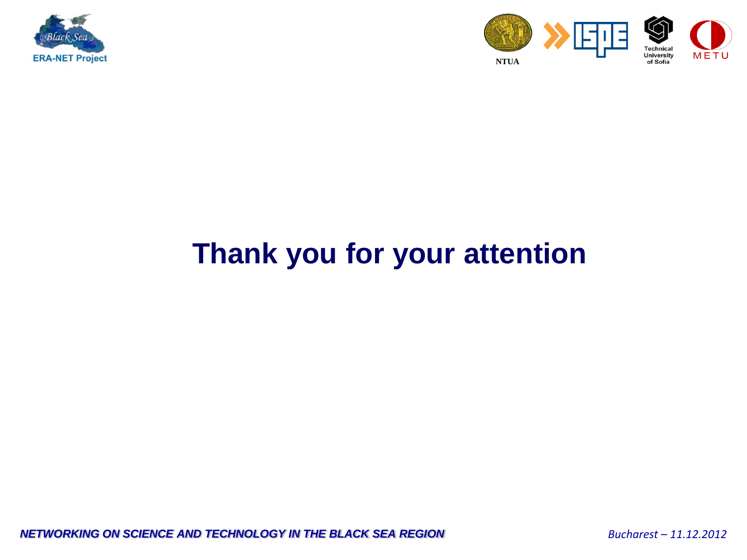# Thank you for your attention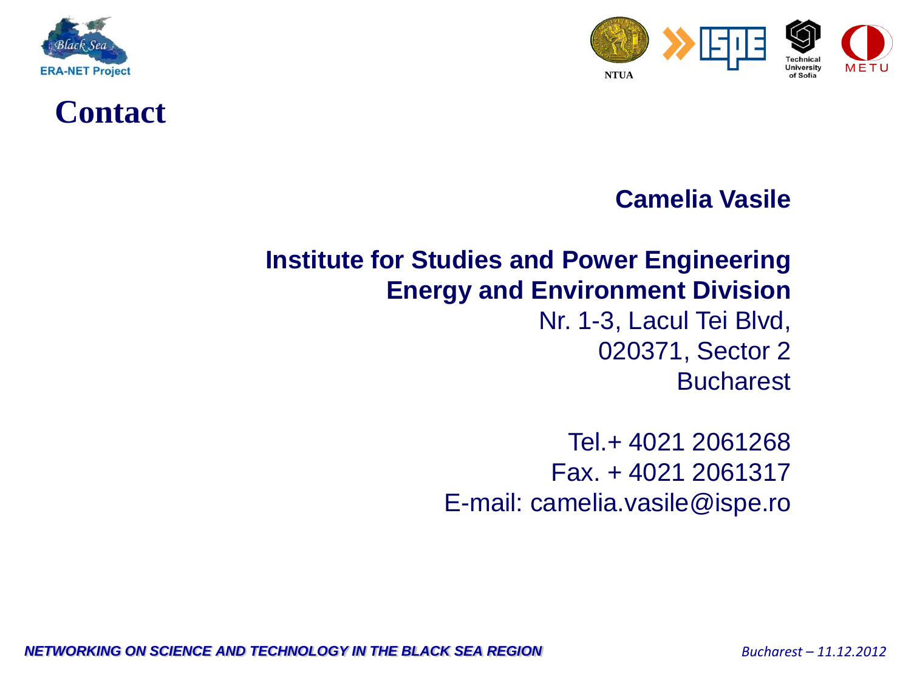# Contact

**Camelia Vasile**

**Institute for Studies and Power Engineering**
**Energy and Environment Division**
Nr. 1-3, Lacul Tei Blvd,
020371, Sector 2
Bucharest

Tel.+ 4021 2061268
Fax. + 4021 2061317
E-mail: camelia.vasile@ispe.ro